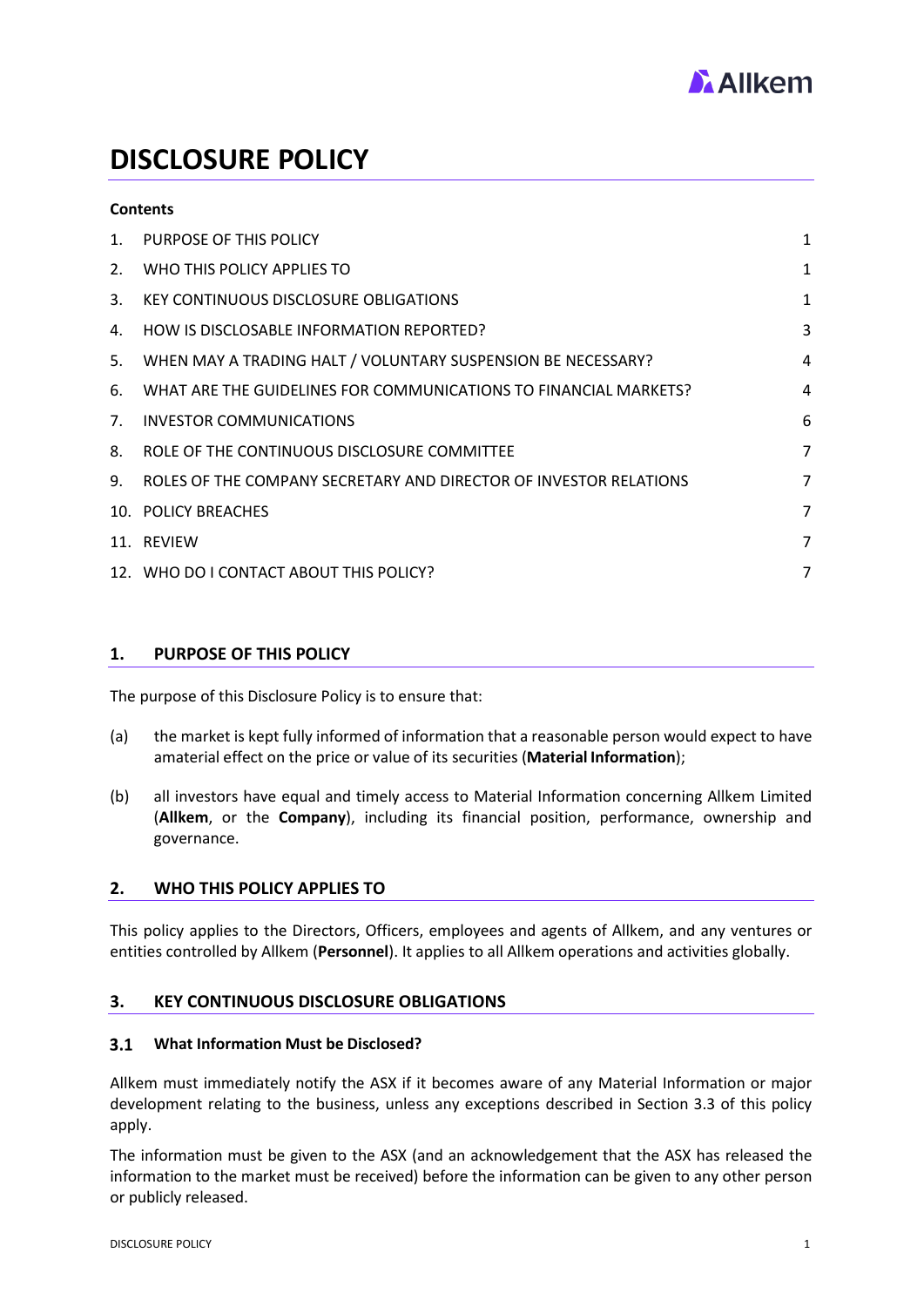# DISCLOSURE POLICY

**Contents**

| | | |
|---|---|---|
| 1. | PURPOSE OF THIS POLICY | 1 |
| 2. | WHO THIS POLICY APPLIES TO | 1 |
| 3. | KEY CONTINUOUS DISCLOSURE OBLIGATIONS | 1 |
| 4. | HOW IS DISCLOSABLE INFORMATION REPORTED? | 3 |
| 5. | WHEN MAY A TRADING HALT / VOLUNTARY SUSPENSION BE NECESSARY? | 4 |
| 6. | WHAT ARE THE GUIDELINES FOR COMMUNICATIONS TO FINANCIAL MARKETS? | 4 |
| 7. | INVESTOR COMMUNICATIONS | 6 |
| 8. | ROLE OF THE CONTINUOUS DISCLOSURE COMMITTEE | 7 |
| 9. | ROLES OF THE COMPANY SECRETARY AND DIRECTOR OF INVESTOR RELATIONS | 7 |
| 10. | POLICY BREACHES | 7 |
| 11. | REVIEW | 7 |
| 12. | WHO DO I CONTACT ABOUT THIS POLICY? | 7 |

## 1. PURPOSE OF THIS POLICY

The purpose of this Disclosure Policy is to ensure that:

(a) the market is kept fully informed of information that a reasonable person would expect to have amaterial effect on the price or value of its securities (**Material Information**);

(b) all investors have equal and timely access to Material Information concerning Allkem Limited (**Allkem**, or the **Company**), including its financial position, performance, ownership and governance.

## 2. WHO THIS POLICY APPLIES TO

This policy applies to the Directors, Officers, employees and agents of Allkem, and any ventures or entities controlled by Allkem (**Personnel**). It applies to all Allkem operations and activities globally.

## 3. KEY CONTINUOUS DISCLOSURE OBLIGATIONS

### 3.1 What Information Must be Disclosed?

Allkem must immediately notify the ASX if it becomes aware of any Material Information or major development relating to the business, unless any exceptions described in Section 3.3 of this policy apply.

The information must be given to the ASX (and an acknowledgement that the ASX has released the information to the market must be received) before the information can be given to any other person or publicly released.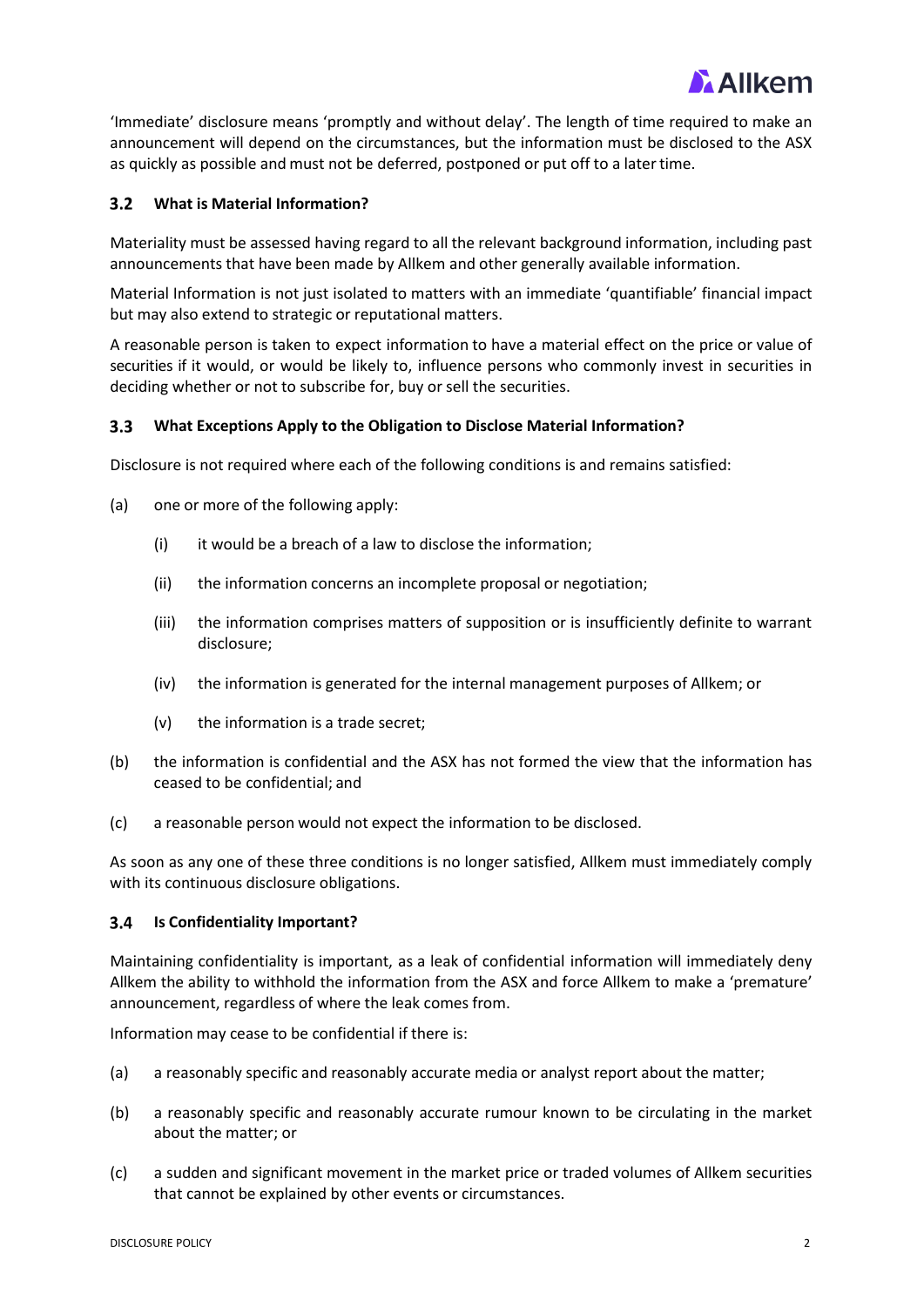'Immediate' disclosure means 'promptly and without delay'. The length of time required to make an announcement will depend on the circumstances, but the information must be disclosed to the ASX as quickly as possible and must not be deferred, postponed or put off to a later time.

### 3.2 What is Material Information?

Materiality must be assessed having regard to all the relevant background information, including past announcements that have been made by Allkem and other generally available information.

Material Information is not just isolated to matters with an immediate 'quantifiable' financial impact but may also extend to strategic or reputational matters.

A reasonable person is taken to expect information to have a material effect on the price or value of securities if it would, or would be likely to, influence persons who commonly invest in securities in deciding whether or not to subscribe for, buy or sell the securities.

### 3.3 What Exceptions Apply to the Obligation to Disclose Material Information?

Disclosure is not required where each of the following conditions is and remains satisfied:

(a) one or more of the following apply:

  (i) it would be a breach of a law to disclose the information;

  (ii) the information concerns an incomplete proposal or negotiation;

  (iii) the information comprises matters of supposition or is insufficiently definite to warrant disclosure;

  (iv) the information is generated for the internal management purposes of Allkem; or

  (v) the information is a trade secret;

(b) the information is confidential and the ASX has not formed the view that the information has ceased to be confidential; and

(c) a reasonable person would not expect the information to be disclosed.

As soon as any one of these three conditions is no longer satisfied, Allkem must immediately comply with its continuous disclosure obligations.

### 3.4 Is Confidentiality Important?

Maintaining confidentiality is important, as a leak of confidential information will immediately deny Allkem the ability to withhold the information from the ASX and force Allkem to make a 'premature' announcement, regardless of where the leak comes from.

Information may cease to be confidential if there is:

(a) a reasonably specific and reasonably accurate media or analyst report about the matter;

(b) a reasonably specific and reasonably accurate rumour known to be circulating in the market about the matter; or

(c) a sudden and significant movement in the market price or traded volumes of Allkem securities that cannot be explained by other events or circumstances.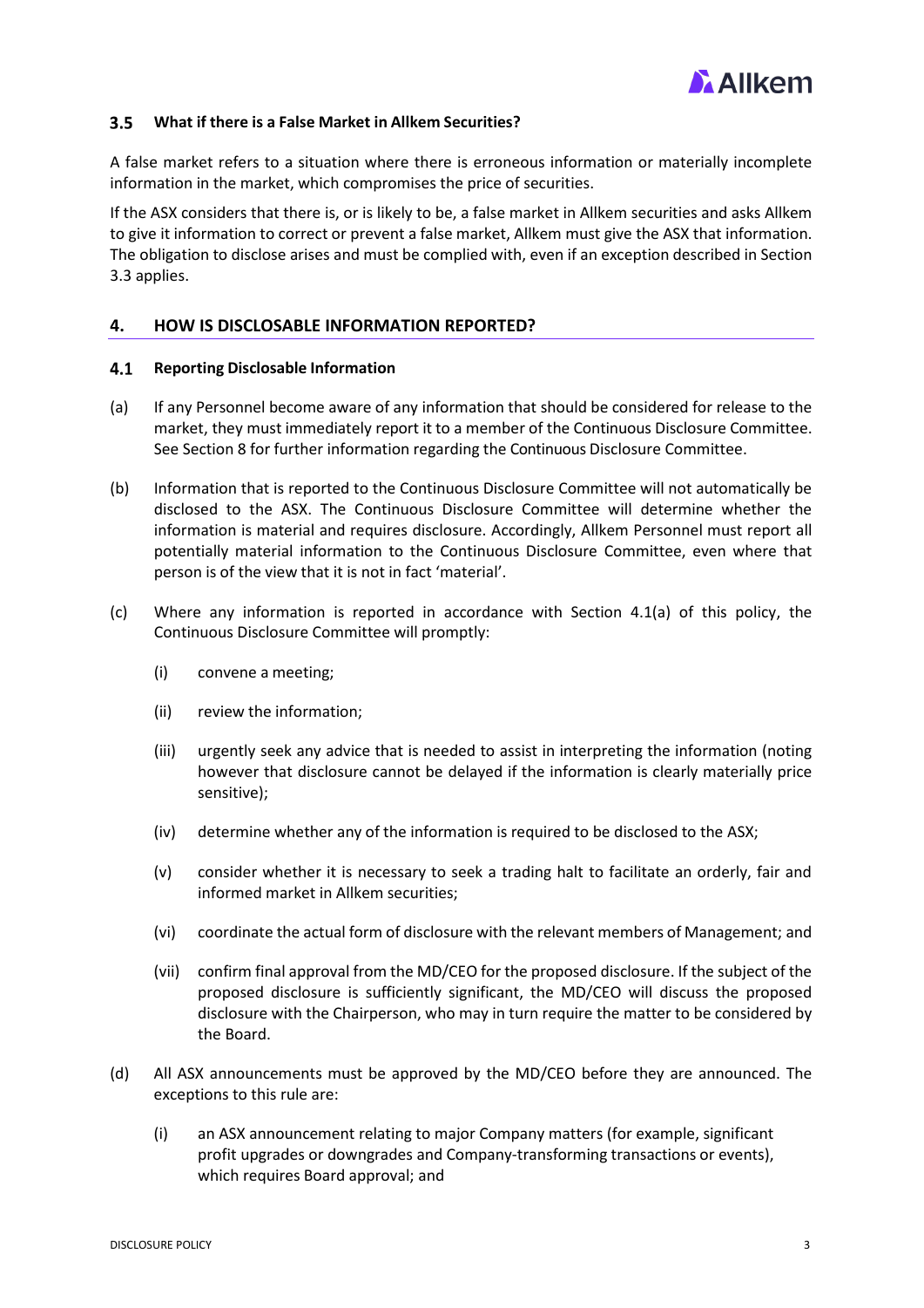### 3.5 What if there is a False Market in Allkem Securities?

A false market refers to a situation where there is erroneous information or materially incomplete information in the market, which compromises the price of securities.

If the ASX considers that there is, or is likely to be, a false market in Allkem securities and asks Allkem to give it information to correct or prevent a false market, Allkem must give the ASX that information. The obligation to disclose arises and must be complied with, even if an exception described in Section 3.3 applies.

## 4. HOW IS DISCLOSABLE INFORMATION REPORTED?

### 4.1 Reporting Disclosable Information

(a) If any Personnel become aware of any information that should be considered for release to the market, they must immediately report it to a member of the Continuous Disclosure Committee. See Section 8 for further information regarding the Continuous Disclosure Committee.

(b) Information that is reported to the Continuous Disclosure Committee will not automatically be disclosed to the ASX. The Continuous Disclosure Committee will determine whether the information is material and requires disclosure. Accordingly, Allkem Personnel must report all potentially material information to the Continuous Disclosure Committee, even where that person is of the view that it is not in fact 'material'.

(c) Where any information is reported in accordance with Section 4.1(a) of this policy, the Continuous Disclosure Committee will promptly:

   (i) convene a meeting;

   (ii) review the information;

   (iii) urgently seek any advice that is needed to assist in interpreting the information (noting however that disclosure cannot be delayed if the information is clearly materially price sensitive);

   (iv) determine whether any of the information is required to be disclosed to the ASX;

   (v) consider whether it is necessary to seek a trading halt to facilitate an orderly, fair and informed market in Allkem securities;

   (vi) coordinate the actual form of disclosure with the relevant members of Management; and

   (vii) confirm final approval from the MD/CEO for the proposed disclosure. If the subject of the proposed disclosure is sufficiently significant, the MD/CEO will discuss the proposed disclosure with the Chairperson, who may in turn require the matter to be considered by the Board.

(d) All ASX announcements must be approved by the MD/CEO before they are announced. The exceptions to this rule are:

   (i) an ASX announcement relating to major Company matters (for example, significant profit upgrades or downgrades and Company-transforming transactions or events), which requires Board approval; and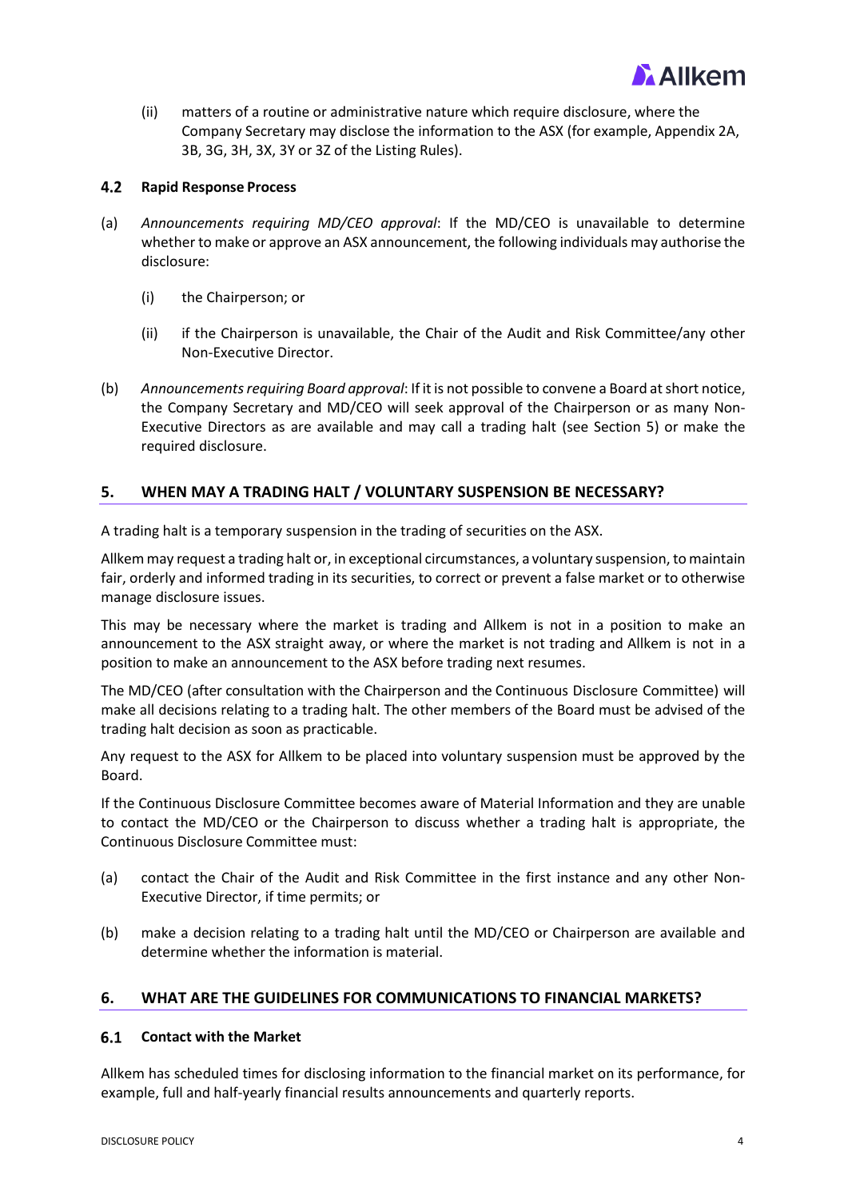(ii) matters of a routine or administrative nature which require disclosure, where the Company Secretary may disclose the information to the ASX (for example, Appendix 2A, 3B, 3G, 3H, 3X, 3Y or 3Z of the Listing Rules).

### 4.2 Rapid Response Process

(a) *Announcements requiring MD/CEO approval*: If the MD/CEO is unavailable to determine whether to make or approve an ASX announcement, the following individuals may authorise the disclosure:

(i) the Chairperson; or

(ii) if the Chairperson is unavailable, the Chair of the Audit and Risk Committee/any other Non-Executive Director.

(b) *Announcements requiring Board approval*: If it is not possible to convene a Board at short notice, the Company Secretary and MD/CEO will seek approval of the Chairperson or as many Non-Executive Directors as are available and may call a trading halt (see Section 5) or make the required disclosure.

## 5. WHEN MAY A TRADING HALT / VOLUNTARY SUSPENSION BE NECESSARY?

A trading halt is a temporary suspension in the trading of securities on the ASX.

Allkem may request a trading halt or, in exceptional circumstances, a voluntary suspension, to maintain fair, orderly and informed trading in its securities, to correct or prevent a false market or to otherwise manage disclosure issues.

This may be necessary where the market is trading and Allkem is not in a position to make an announcement to the ASX straight away, or where the market is not trading and Allkem is not in a position to make an announcement to the ASX before trading next resumes.

The MD/CEO (after consultation with the Chairperson and the Continuous Disclosure Committee) will make all decisions relating to a trading halt. The other members of the Board must be advised of the trading halt decision as soon as practicable.

Any request to the ASX for Allkem to be placed into voluntary suspension must be approved by the Board.

If the Continuous Disclosure Committee becomes aware of Material Information and they are unable to contact the MD/CEO or the Chairperson to discuss whether a trading halt is appropriate, the Continuous Disclosure Committee must:

(a) contact the Chair of the Audit and Risk Committee in the first instance and any other Non-Executive Director, if time permits; or

(b) make a decision relating to a trading halt until the MD/CEO or Chairperson are available and determine whether the information is material.

## 6. WHAT ARE THE GUIDELINES FOR COMMUNICATIONS TO FINANCIAL MARKETS?

### 6.1 Contact with the Market

Allkem has scheduled times for disclosing information to the financial market on its performance, for example, full and half-yearly financial results announcements and quarterly reports.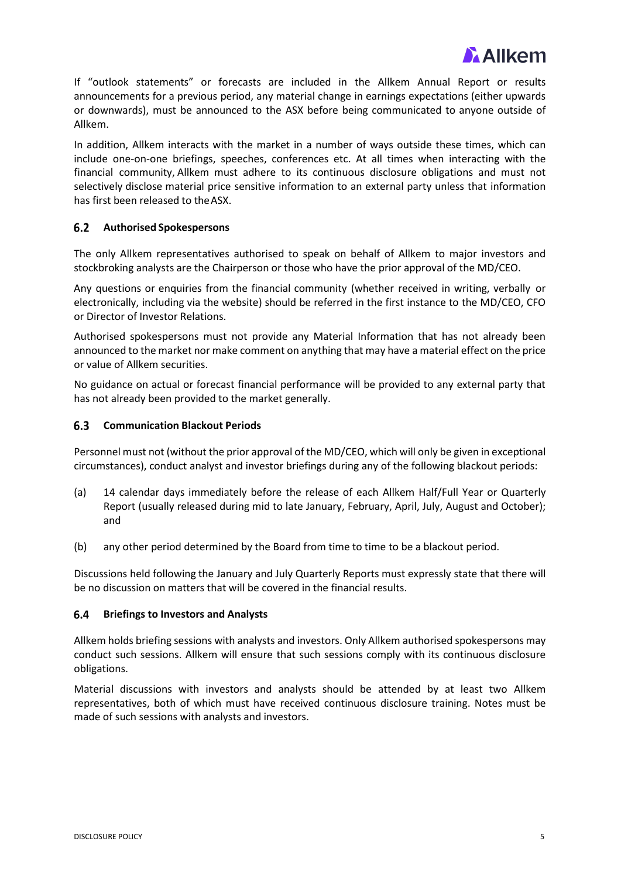If "outlook statements" or forecasts are included in the Allkem Annual Report or results announcements for a previous period, any material change in earnings expectations (either upwards or downwards), must be announced to the ASX before being communicated to anyone outside of Allkem.

In addition, Allkem interacts with the market in a number of ways outside these times, which can include one-on-one briefings, speeches, conferences etc. At all times when interacting with the financial community, Allkem must adhere to its continuous disclosure obligations and must not selectively disclose material price sensitive information to an external party unless that information has first been released to the ASX.

### 6.2 Authorised Spokespersons

The only Allkem representatives authorised to speak on behalf of Allkem to major investors and stockbroking analysts are the Chairperson or those who have the prior approval of the MD/CEO.

Any questions or enquiries from the financial community (whether received in writing, verbally or electronically, including via the website) should be referred in the first instance to the MD/CEO, CFO or Director of Investor Relations.

Authorised spokespersons must not provide any Material Information that has not already been announced to the market nor make comment on anything that may have a material effect on the price or value of Allkem securities.

No guidance on actual or forecast financial performance will be provided to any external party that has not already been provided to the market generally.

### 6.3 Communication Blackout Periods

Personnel must not (without the prior approval of the MD/CEO, which will only be given in exceptional circumstances), conduct analyst and investor briefings during any of the following blackout periods:

(a) 14 calendar days immediately before the release of each Allkem Half/Full Year or Quarterly Report (usually released during mid to late January, February, April, July, August and October); and

(b) any other period determined by the Board from time to time to be a blackout period.

Discussions held following the January and July Quarterly Reports must expressly state that there will be no discussion on matters that will be covered in the financial results.

### 6.4 Briefings to Investors and Analysts

Allkem holds briefing sessions with analysts and investors. Only Allkem authorised spokespersons may conduct such sessions. Allkem will ensure that such sessions comply with its continuous disclosure obligations.

Material discussions with investors and analysts should be attended by at least two Allkem representatives, both of which must have received continuous disclosure training. Notes must be made of such sessions with analysts and investors.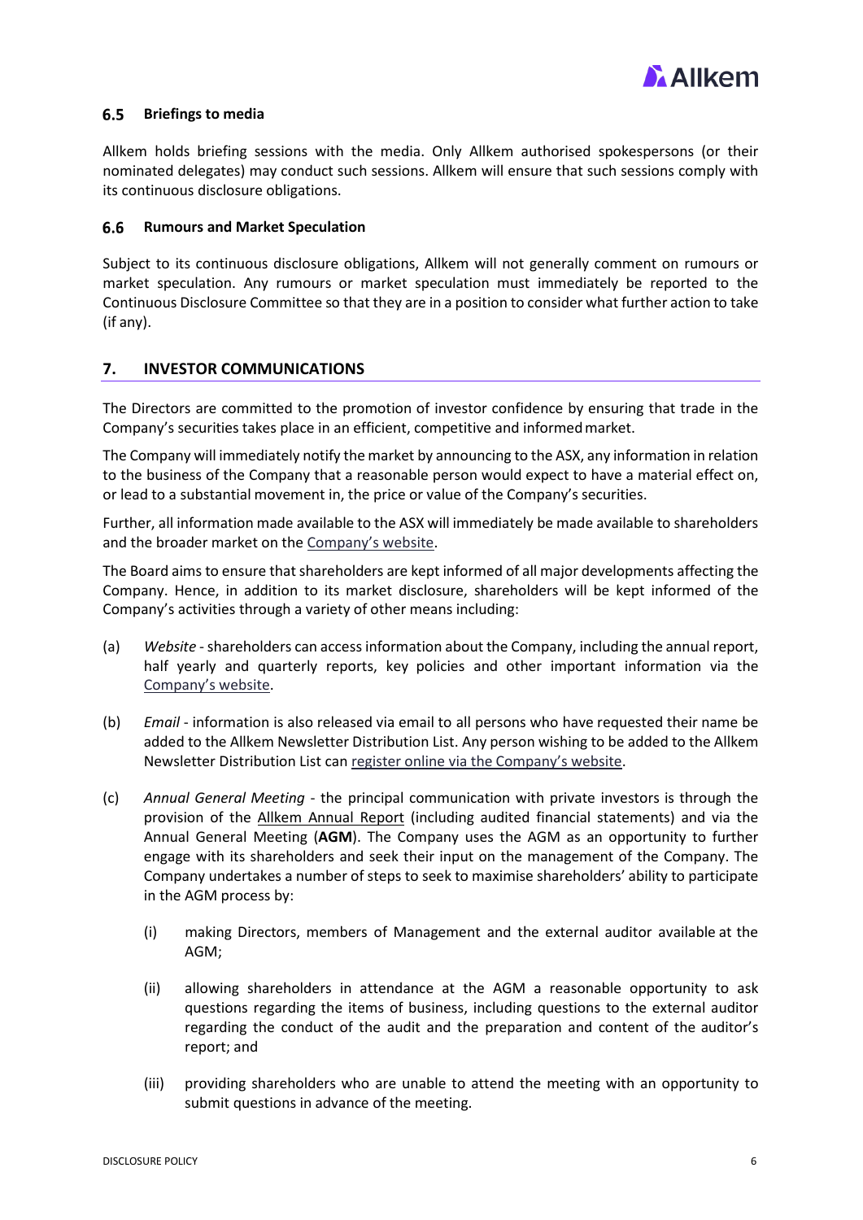### 6.5 Briefings to media

Allkem holds briefing sessions with the media. Only Allkem authorised spokespersons (or their nominated delegates) may conduct such sessions. Allkem will ensure that such sessions comply with its continuous disclosure obligations.

### 6.6 Rumours and Market Speculation

Subject to its continuous disclosure obligations, Allkem will not generally comment on rumours or market speculation. Any rumours or market speculation must immediately be reported to the Continuous Disclosure Committee so that they are in a position to consider what further action to take (if any).

## 7. INVESTOR COMMUNICATIONS

The Directors are committed to the promotion of investor confidence by ensuring that trade in the Company's securities takes place in an efficient, competitive and informed market.

The Company will immediately notify the market by announcing to the ASX, any information in relation to the business of the Company that a reasonable person would expect to have a material effect on, or lead to a substantial movement in, the price or value of the Company's securities.

Further, all information made available to the ASX will immediately be made available to shareholders and the broader market on the Company's website.

The Board aims to ensure that shareholders are kept informed of all major developments affecting the Company. Hence, in addition to its market disclosure, shareholders will be kept informed of the Company's activities through a variety of other means including:

(a) *Website* - shareholders can access information about the Company, including the annual report, half yearly and quarterly reports, key policies and other important information via the Company's website.

(b) *Email* - information is also released via email to all persons who have requested their name be added to the Allkem Newsletter Distribution List. Any person wishing to be added to the Allkem Newsletter Distribution List can register online via the Company's website.

(c) *Annual General Meeting* - the principal communication with private investors is through the provision of the Allkem Annual Report (including audited financial statements) and via the Annual General Meeting (**AGM**). The Company uses the AGM as an opportunity to further engage with its shareholders and seek their input on the management of the Company. The Company undertakes a number of steps to seek to maximise shareholders' ability to participate in the AGM process by:

   (i) making Directors, members of Management and the external auditor available at the AGM;

   (ii) allowing shareholders in attendance at the AGM a reasonable opportunity to ask questions regarding the items of business, including questions to the external auditor regarding the conduct of the audit and the preparation and content of the auditor's report; and

   (iii) providing shareholders who are unable to attend the meeting with an opportunity to submit questions in advance of the meeting.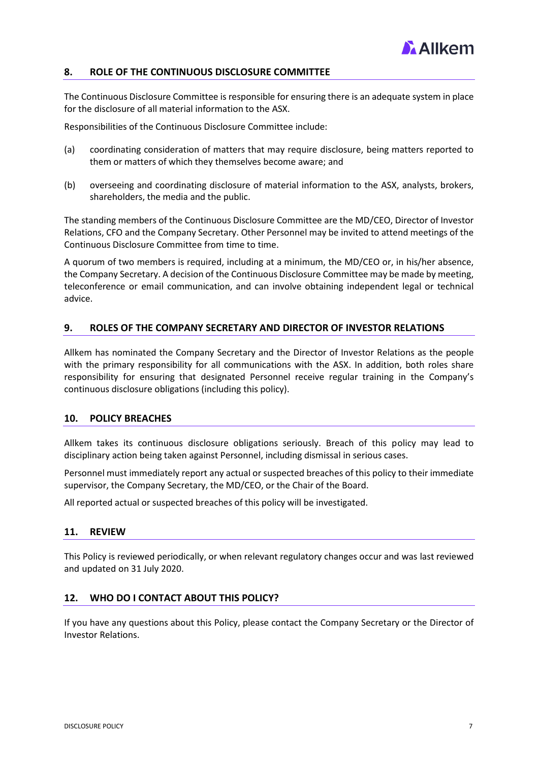## 8. ROLE OF THE CONTINUOUS DISCLOSURE COMMITTEE

The Continuous Disclosure Committee is responsible for ensuring there is an adequate system in place for the disclosure of all material information to the ASX.

Responsibilities of the Continuous Disclosure Committee include:

(a) coordinating consideration of matters that may require disclosure, being matters reported to them or matters of which they themselves become aware; and

(b) overseeing and coordinating disclosure of material information to the ASX, analysts, brokers, shareholders, the media and the public.

The standing members of the Continuous Disclosure Committee are the MD/CEO, Director of Investor Relations, CFO and the Company Secretary. Other Personnel may be invited to attend meetings of the Continuous Disclosure Committee from time to time.

A quorum of two members is required, including at a minimum, the MD/CEO or, in his/her absence, the Company Secretary. A decision of the Continuous Disclosure Committee may be made by meeting, teleconference or email communication, and can involve obtaining independent legal or technical advice.

## 9. ROLES OF THE COMPANY SECRETARY AND DIRECTOR OF INVESTOR RELATIONS

Allkem has nominated the Company Secretary and the Director of Investor Relations as the people with the primary responsibility for all communications with the ASX. In addition, both roles share responsibility for ensuring that designated Personnel receive regular training in the Company's continuous disclosure obligations (including this policy).

## 10. POLICY BREACHES

Allkem takes its continuous disclosure obligations seriously. Breach of this policy may lead to disciplinary action being taken against Personnel, including dismissal in serious cases.

Personnel must immediately report any actual or suspected breaches of this policy to their immediate supervisor, the Company Secretary, the MD/CEO, or the Chair of the Board.

All reported actual or suspected breaches of this policy will be investigated.

## 11. REVIEW

This Policy is reviewed periodically, or when relevant regulatory changes occur and was last reviewed and updated on 31 July 2020.

## 12. WHO DO I CONTACT ABOUT THIS POLICY?

If you have any questions about this Policy, please contact the Company Secretary or the Director of Investor Relations.